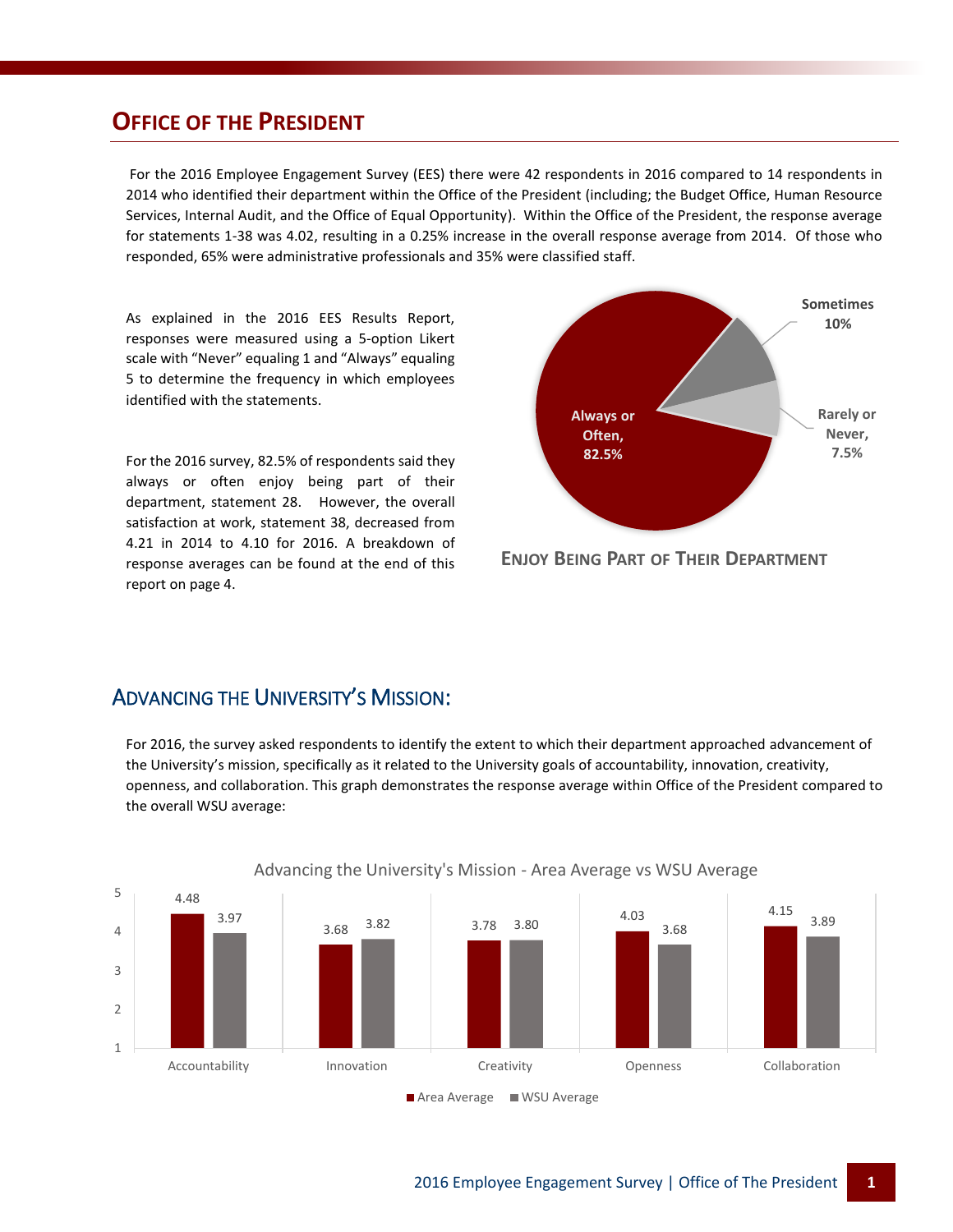## Office of the President

For the 2016 Employee Engagement Survey (EES) there were 42 respondents in 2016 compared to 14 respondents in 2014 who identified their department within the Office of the President (including; the Budget Office, Human Resource Services, Internal Audit, and the Office of Equal Opportunity). Within the Office of the President, the response average for statements 1-38 was 4.02, resulting in a 0.25% increase in the overall response average from 2014. Of those who responded, 65% were administrative professionals and 35% were classified staff.

As explained in the 2016 EES Results Report, responses were measured using a 5-option Likert scale with "Never" equaling 1 and "Always" equaling 5 to determine the frequency in which employees identified with the statements.

For the 2016 survey, 82.5% of respondents said they always or often enjoy being part of their department, statement 28. However, the overall satisfaction at work, statement 38, decreased from 4.21 in 2014 to 4.10 for 2016. A breakdown of response averages can be found at the end of this report on page 4.

| Response | Percentage |
| --- | --- |
| Always or Often | 82.5% |
| Sometimes | 10% |
| Rarely or Never | 7.5% |

**Enjoy Being Part of Their Department**

## Advancing the University's Mission:

For 2016, the survey asked respondents to identify the extent to which their department approached advancement of the University's mission, specifically as it related to the University goals of accountability, innovation, creativity, openness, and collaboration. This graph demonstrates the response average within Office of the President compared to the overall WSU average:

Advancing the University's Mission - Area Average vs WSU Average

| | Area Average | WSU Average |
| --- | --- | --- |
| Accountability | 4.48 | 3.97 |
| Innovation | 3.68 | 3.82 |
| Creativity | 3.78 | 3.80 |
| Openness | 4.03 | 3.68 |
| Collaboration | 4.15 | 3.89 |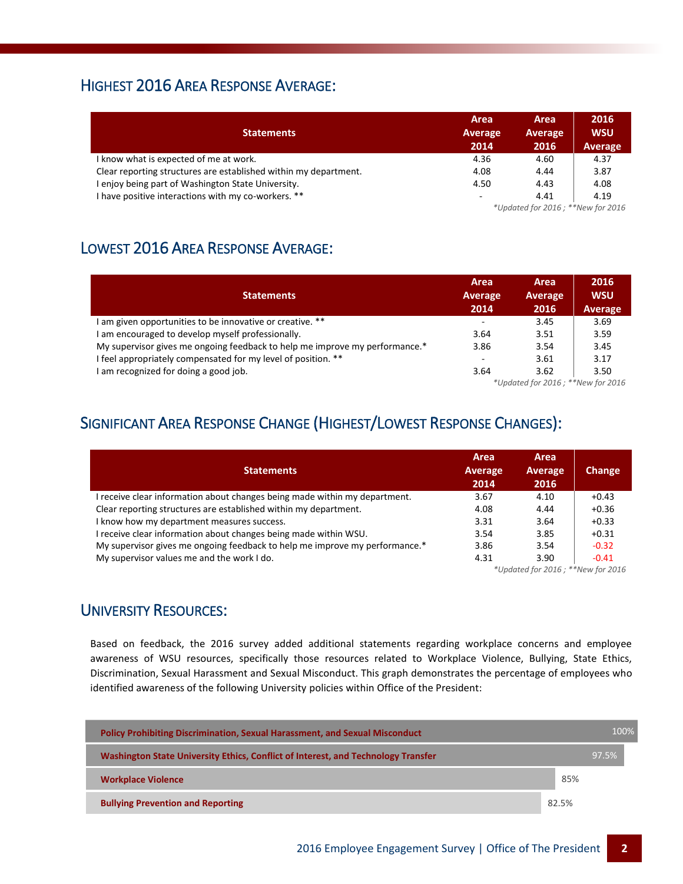## Highest 2016 Area Response Average:

| Statements | Area Average 2014 | Area Average 2016 | 2016 WSU Average |
|---|---|---|---|
| I know what is expected of me at work. | 4.36 | 4.60 | 4.37 |
| Clear reporting structures are established within my department. | 4.08 | 4.44 | 3.87 |
| I enjoy being part of Washington State University. | 4.50 | 4.43 | 4.08 |
| I have positive interactions with my co-workers. ** | - | 4.41 | 4.19 |

*\*Updated for 2016 ; \*\*New for 2016*

## Lowest 2016 Area Response Average:

| Statements | Area Average 2014 | Area Average 2016 | 2016 WSU Average |
|---|---|---|---|
| I am given opportunities to be innovative or creative. ** | - | 3.45 | 3.69 |
| I am encouraged to develop myself professionally. | 3.64 | 3.51 | 3.59 |
| My supervisor gives me ongoing feedback to help me improve my performance.* | 3.86 | 3.54 | 3.45 |
| I feel appropriately compensated for my level of position. ** | - | 3.61 | 3.17 |
| I am recognized for doing a good job. | 3.64 | 3.62 | 3.50 |

*\*Updated for 2016 ; \*\*New for 2016*

## Significant Area Response Change (Highest/Lowest Response Changes):

| Statements | Area Average 2014 | Area Average 2016 | Change |
|---|---|---|---|
| I receive clear information about changes being made within my department. | 3.67 | 4.10 | +0.43 |
| Clear reporting structures are established within my department. | 4.08 | 4.44 | +0.36 |
| I know how my department measures success. | 3.31 | 3.64 | +0.33 |
| I receive clear information about changes being made within WSU. | 3.54 | 3.85 | +0.31 |
| My supervisor gives me ongoing feedback to help me improve my performance.* | 3.86 | 3.54 | -0.32 |
| My supervisor values me and the work I do. | 4.31 | 3.90 | -0.41 |

*\*Updated for 2016 ; \*\*New for 2016*

## University Resources:

Based on feedback, the 2016 survey added additional statements regarding workplace concerns and employee awareness of WSU resources, specifically those resources related to Workplace Violence, Bullying, State Ethics, Discrimination, Sexual Harassment and Sexual Misconduct. This graph demonstrates the percentage of employees who identified awareness of the following University policies within Office of the President:

| Policy | Awareness |
|---|---|
| Policy Prohibiting Discrimination, Sexual Harassment, and Sexual Misconduct | 100% |
| Washington State University Ethics, Conflict of Interest, and Technology Transfer | 97.5% |
| Workplace Violence | 85% |
| Bullying Prevention and Reporting | 82.5% |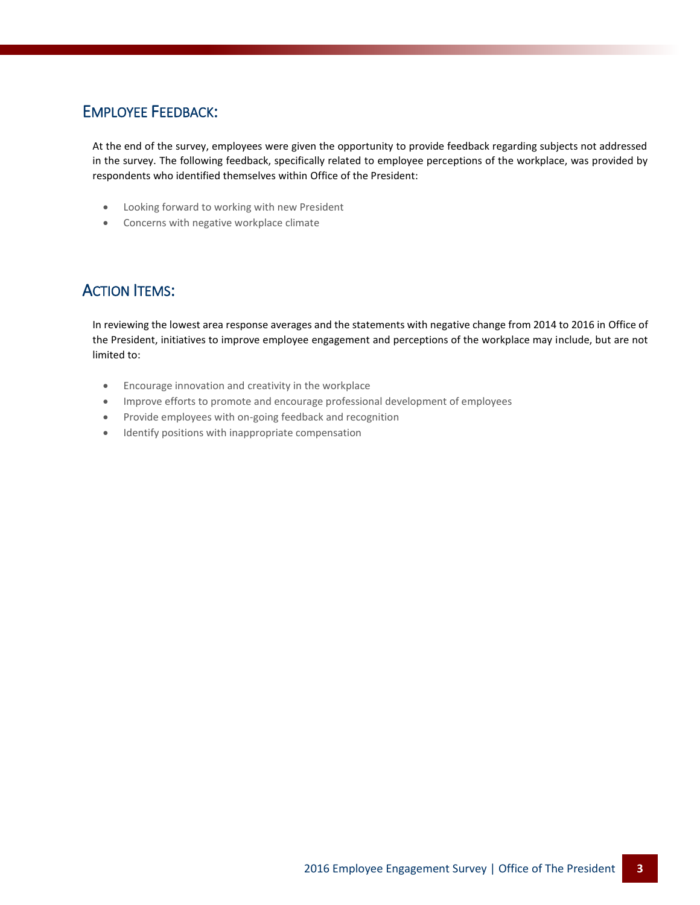## Employee Feedback:

At the end of the survey, employees were given the opportunity to provide feedback regarding subjects not addressed in the survey. The following feedback, specifically related to employee perceptions of the workplace, was provided by respondents who identified themselves within Office of the President:

- Looking forward to working with new President
- Concerns with negative workplace climate

## Action Items:

In reviewing the lowest area response averages and the statements with negative change from 2014 to 2016 in Office of the President, initiatives to improve employee engagement and perceptions of the workplace may include, but are not limited to:

- Encourage innovation and creativity in the workplace
- Improve efforts to promote and encourage professional development of employees
- Provide employees with on-going feedback and recognition
- Identify positions with inappropriate compensation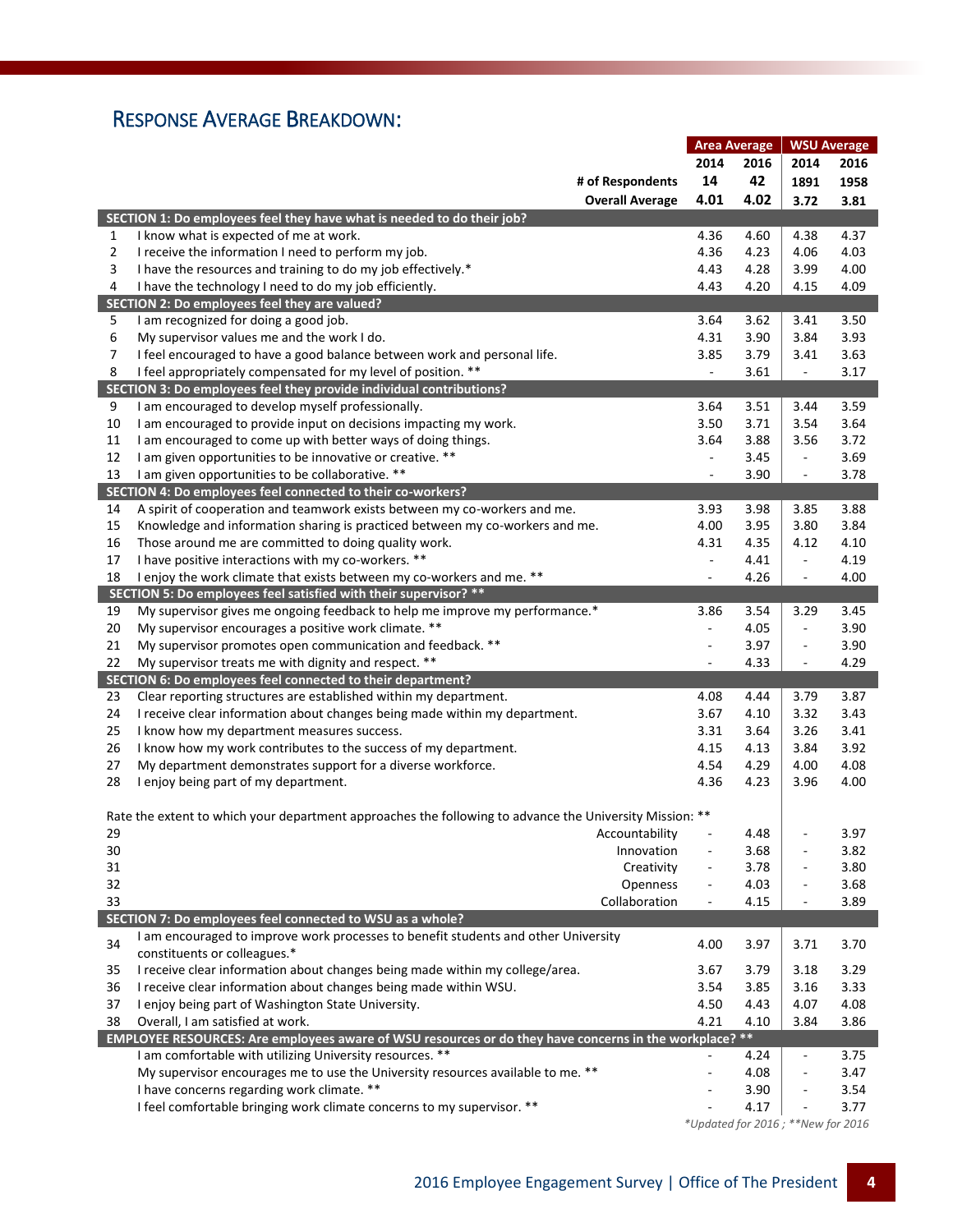## RESPONSE AVERAGE BREAKDOWN:

| | | Area Average | | WSU Average | |
|---|---|---|---|---|---|
| | | 2014 | 2016 | 2014 | 2016 |
| | **# of Respondents** | **14** | **42** | **1891** | **1958** |
| | **Overall Average** | **4.01** | **4.02** | **3.72** | **3.81** |
| **SECTION 1: Do employees feel they have what is needed to do their job?** | | | | | |
| 1 | I know what is expected of me at work. | 4.36 | 4.60 | 4.38 | 4.37 |
| 2 | I receive the information I need to perform my job. | 4.36 | 4.23 | 4.06 | 4.03 |
| 3 | I have the resources and training to do my job effectively.* | 4.43 | 4.28 | 3.99 | 4.00 |
| 4 | I have the technology I need to do my job efficiently. | 4.43 | 4.20 | 4.15 | 4.09 |
| **SECTION 2: Do employees feel they are valued?** | | | | | |
| 5 | I am recognized for doing a good job. | 3.64 | 3.62 | 3.41 | 3.50 |
| 6 | My supervisor values me and the work I do. | 4.31 | 3.90 | 3.84 | 3.93 |
| 7 | I feel encouraged to have a good balance between work and personal life. | 3.85 | 3.79 | 3.41 | 3.63 |
| 8 | I feel appropriately compensated for my level of position. ** | - | 3.61 | - | 3.17 |
| **SECTION 3: Do employees feel they provide individual contributions?** | | | | | |
| 9 | I am encouraged to develop myself professionally. | 3.64 | 3.51 | 3.44 | 3.59 |
| 10 | I am encouraged to provide input on decisions impacting my work. | 3.50 | 3.71 | 3.54 | 3.64 |
| 11 | I am encouraged to come up with better ways of doing things. | 3.64 | 3.88 | 3.56 | 3.72 |
| 12 | I am given opportunities to be innovative or creative. ** | - | 3.45 | - | 3.69 |
| 13 | I am given opportunities to be collaborative. ** | - | 3.90 | - | 3.78 |
| **SECTION 4: Do employees feel connected to their co-workers?** | | | | | |
| 14 | A spirit of cooperation and teamwork exists between my co-workers and me. | 3.93 | 3.98 | 3.85 | 3.88 |
| 15 | Knowledge and information sharing is practiced between my co-workers and me. | 4.00 | 3.95 | 3.80 | 3.84 |
| 16 | Those around me are committed to doing quality work. | 4.31 | 4.35 | 4.12 | 4.10 |
| 17 | I have positive interactions with my co-workers. ** | - | 4.41 | - | 4.19 |
| 18 | I enjoy the work climate that exists between my co-workers and me. ** | - | 4.26 | - | 4.00 |
| **SECTION 5: Do employees feel satisfied with their supervisor? \*\*** | | | | | |
| 19 | My supervisor gives me ongoing feedback to help me improve my performance.* | 3.86 | 3.54 | 3.29 | 3.45 |
| 20 | My supervisor encourages a positive work climate. ** | - | 4.05 | - | 3.90 |
| 21 | My supervisor promotes open communication and feedback. ** | - | 3.97 | - | 3.90 |
| 22 | My supervisor treats me with dignity and respect. ** | - | 4.33 | - | 4.29 |
| **SECTION 6: Do employees feel connected to their department?** | | | | | |
| 23 | Clear reporting structures are established within my department. | 4.08 | 4.44 | 3.79 | 3.87 |
| 24 | I receive clear information about changes being made within my department. | 3.67 | 4.10 | 3.32 | 3.43 |
| 25 | I know how my department measures success. | 3.31 | 3.64 | 3.26 | 3.41 |
| 26 | I know how my work contributes to the success of my department. | 4.15 | 4.13 | 3.84 | 3.92 |
| 27 | My department demonstrates support for a diverse workforce. | 4.54 | 4.29 | 4.00 | 4.08 |
| 28 | I enjoy being part of my department. | 4.36 | 4.23 | 3.96 | 4.00 |
| | Rate the extent to which your department approaches the following to advance the University Mission: ** | | | | |
| 29 | Accountability | - | 4.48 | - | 3.97 |
| 30 | Innovation | - | 3.68 | - | 3.82 |
| 31 | Creativity | - | 3.78 | - | 3.80 |
| 32 | Openness | - | 4.03 | - | 3.68 |
| 33 | Collaboration | - | 4.15 | - | 3.89 |
| **SECTION 7: Do employees feel connected to WSU as a whole?** | | | | | |
| 34 | I am encouraged to improve work processes to benefit students and other University constituents or colleagues.* | 4.00 | 3.97 | 3.71 | 3.70 |
| 35 | I receive clear information about changes being made within my college/area. | 3.67 | 3.79 | 3.18 | 3.29 |
| 36 | I receive clear information about changes being made within WSU. | 3.54 | 3.85 | 3.16 | 3.33 |
| 37 | I enjoy being part of Washington State University. | 4.50 | 4.43 | 4.07 | 4.08 |
| 38 | Overall, I am satisfied at work. | 4.21 | 4.10 | 3.84 | 3.86 |
| **EMPLOYEE RESOURCES: Are employees aware of WSU resources or do they have concerns in the workplace? \*\*** | | | | | |
| | I am comfortable with utilizing University resources. ** | - | 4.24 | - | 3.75 |
| | My supervisor encourages me to use the University resources available to me. ** | - | 4.08 | - | 3.47 |
| | I have concerns regarding work climate. ** | - | 3.90 | - | 3.54 |
| | I feel comfortable bringing work climate concerns to my supervisor. ** | - | 4.17 | - | 3.77 |

*\*Updated for 2016 ; \*\*New for 2016*

2016 Employee Engagement Survey | Office of The President